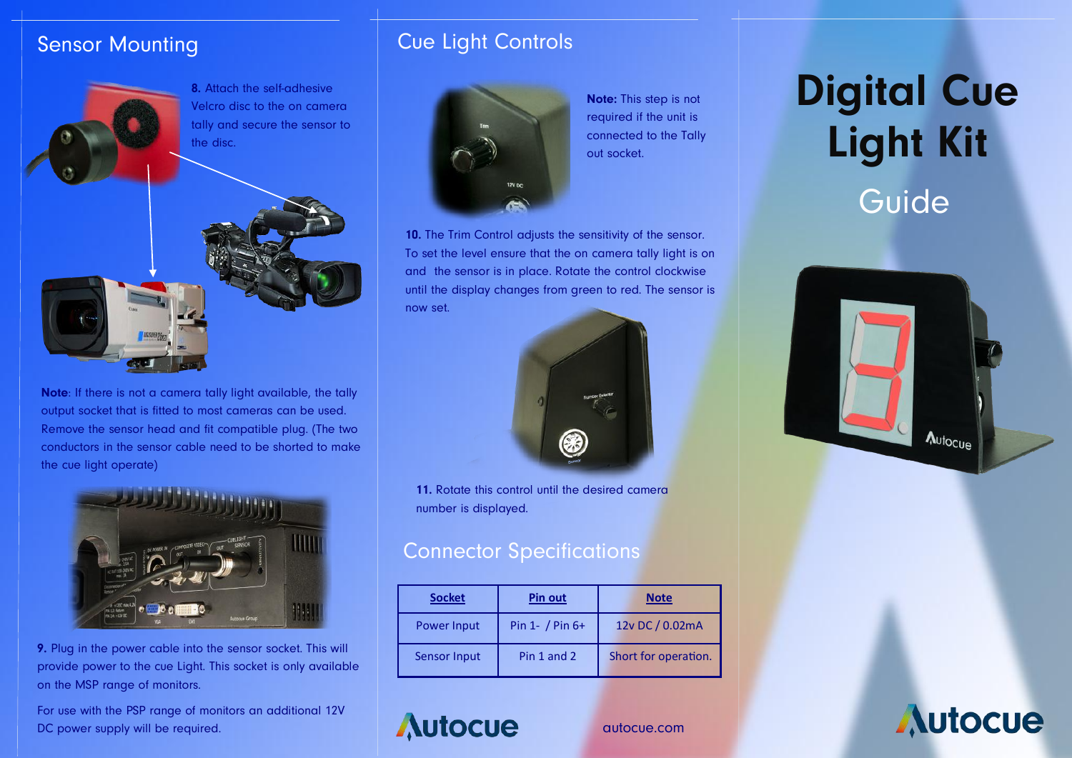## Sensor Mounting

**8.** Attach the self-adhesive Velcro disc to the on camera tally and secure the sensor to the disc.

**Note**: If there is not a camera tally light available, the tally output socket that is fitted to most cameras can be used. Remove the sensor head and fit compatible plug. (The two conductors in the sensor cable need to be shorted to make the cue light operate)

**9.** Plug in the power cable into the sensor socket. This will provide power to the cue Light. This socket is only available on the MSP range of monitors.

For use with the PSP range of monitors an additional 12V DC power supply will be required.

## Cue Light Controls

**Note:** This step is not required if the unit is connected to the Tally out socket.

**10.** The Trim Control adjusts the sensitivity of the sensor. To set the level ensure that the on camera tally light is on and the sensor is in place. Rotate the control clockwise until the display changes from green to red. The sensor is now set.

**11.** Rotate this control until the desired camera number is displayed.

## Connector Specifications

| Socket | Pin out | Note |
|---|---|---|
| Power Input | Pin 1- / Pin 6+ | 12v DC / 0.02mA |
| Sensor Input | Pin 1 and 2 | Short for operation. |

Autocue

autocue.com

# Digital Cue Light Kit

## Guide

Autocue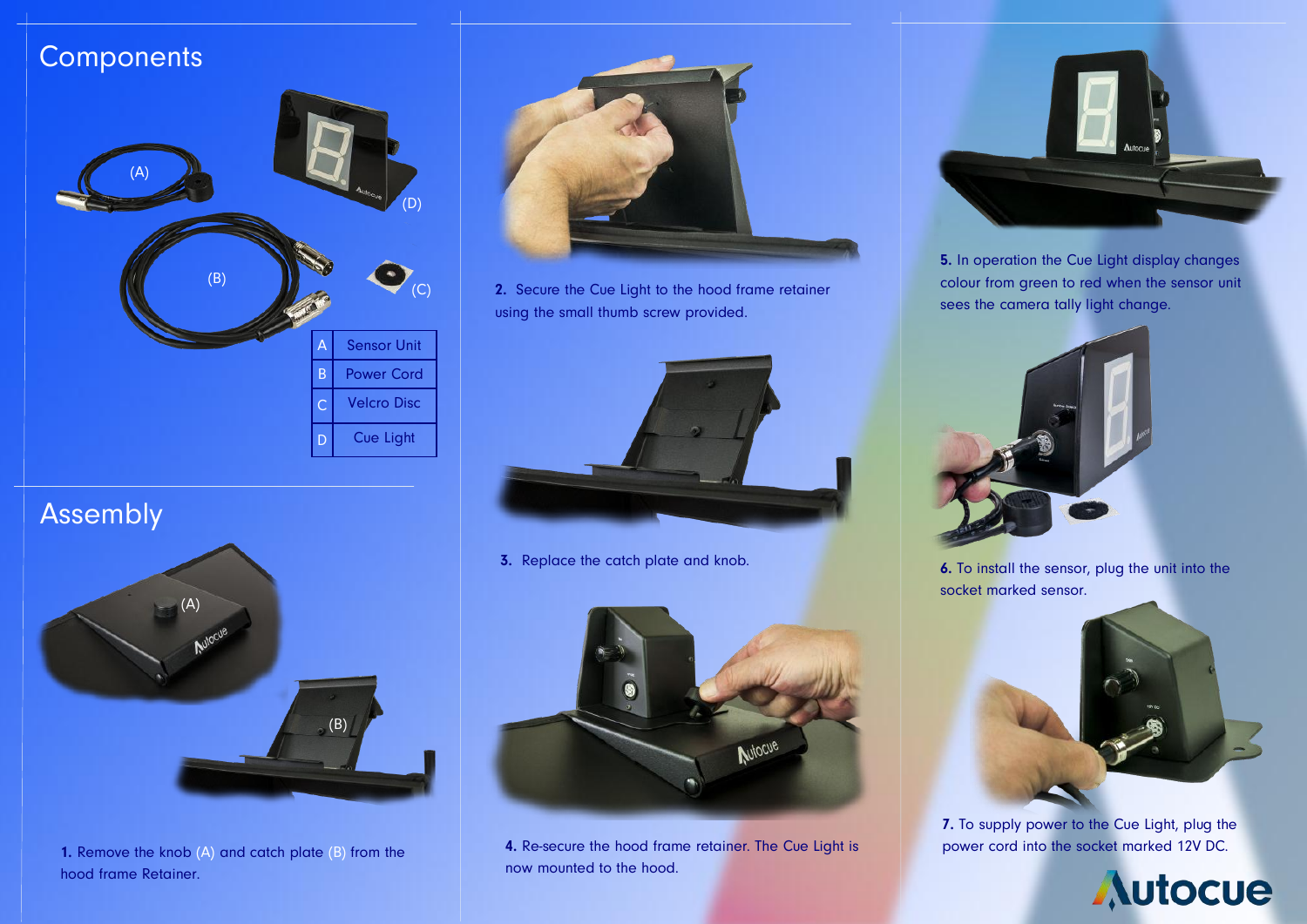## Components

| | |
|---|---|
| A | Sensor Unit |
| B | Power Cord |
| C | Velcro Disc |
| D | Cue Light |

## Assembly

**1.** Remove the knob (A) and catch plate (B) from the hood frame Retainer.

**2.** Secure the Cue Light to the hood frame retainer using the small thumb screw provided.

**3.** Replace the catch plate and knob.

**4.** Re-secure the hood frame retainer. The Cue Light is now mounted to the hood.

**5.** In operation the Cue Light display changes colour from green to red when the sensor unit sees the camera tally light change.

**6.** To install the sensor, plug the unit into the socket marked sensor.

**7.** To supply power to the Cue Light, plug the power cord into the socket marked 12V DC.

Autocue